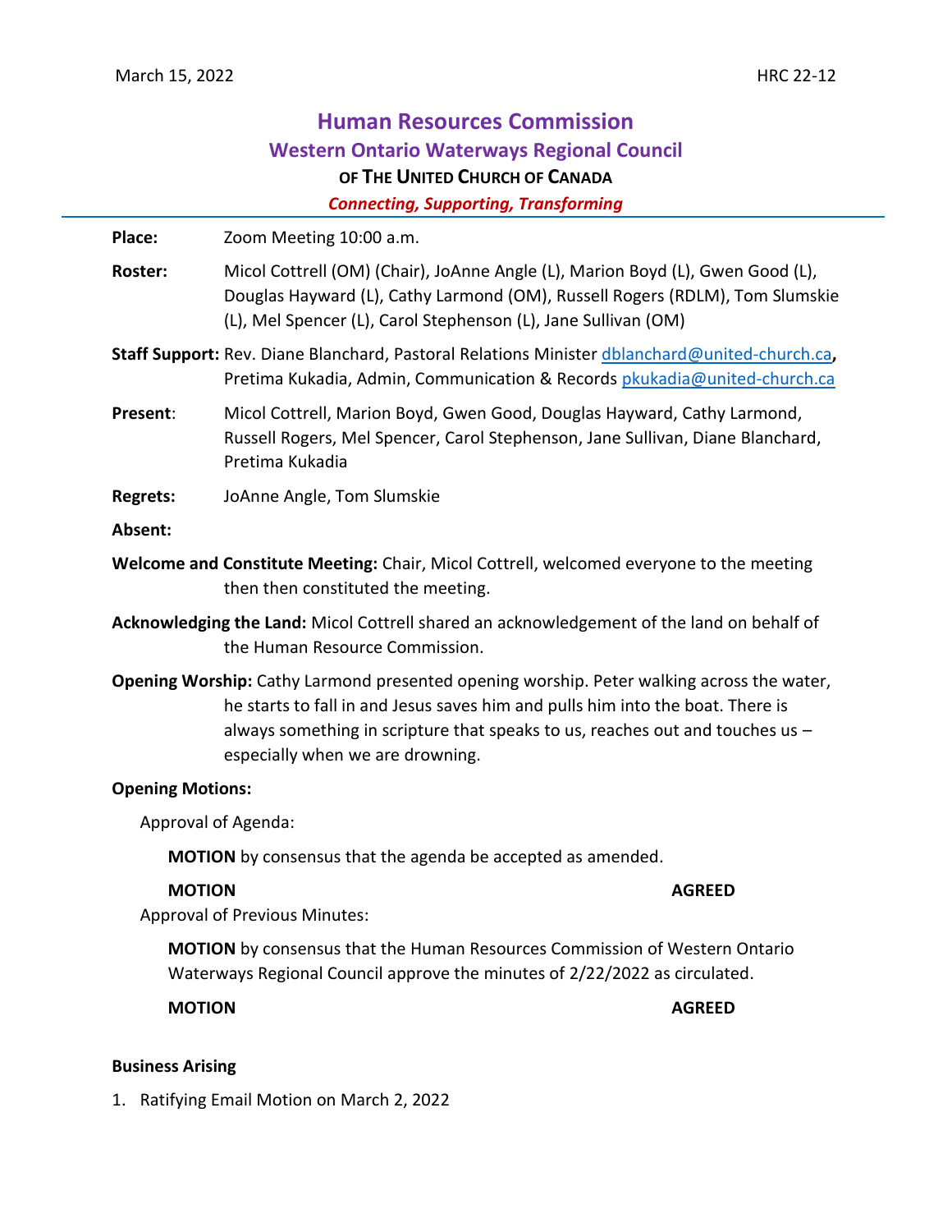March 15, 2022 HRC 22-12

# Human Resources Commission

## Western Ontario Waterways Regional Council

### OF THE UNITED CHURCH OF CANADA

***Connecting, Supporting, Transforming***

---

**Place:** Zoom Meeting 10:00 a.m.

**Roster:** Micol Cottrell (OM) (Chair), JoAnne Angle (L), Marion Boyd (L), Gwen Good (L), Douglas Hayward (L), Cathy Larmond (OM), Russell Rogers (RDLM), Tom Slumskie (L), Mel Spencer (L), Carol Stephenson (L), Jane Sullivan (OM)

**Staff Support:** Rev. Diane Blanchard, Pastoral Relations Minister dblanchard@united-church.ca, Pretima Kukadia, Admin, Communication & Records pkukadia@united-church.ca

**Present**: Micol Cottrell, Marion Boyd, Gwen Good, Douglas Hayward, Cathy Larmond, Russell Rogers, Mel Spencer, Carol Stephenson, Jane Sullivan, Diane Blanchard, Pretima Kukadia

**Regrets:** JoAnne Angle, Tom Slumskie

**Absent:**

**Welcome and Constitute Meeting:** Chair, Micol Cottrell, welcomed everyone to the meeting then then constituted the meeting.

**Acknowledging the Land:** Micol Cottrell shared an acknowledgement of the land on behalf of the Human Resource Commission.

**Opening Worship:** Cathy Larmond presented opening worship. Peter walking across the water, he starts to fall in and Jesus saves him and pulls him into the boat. There is always something in scripture that speaks to us, reaches out and touches us – especially when we are drowning.

**Opening Motions:**

Approval of Agenda:

**MOTION** by consensus that the agenda be accepted as amended.

**MOTION** **AGREED**

Approval of Previous Minutes:

**MOTION** by consensus that the Human Resources Commission of Western Ontario Waterways Regional Council approve the minutes of 2/22/2022 as circulated.

**MOTION** **AGREED**

**Business Arising**

1. Ratifying Email Motion on March 2, 2022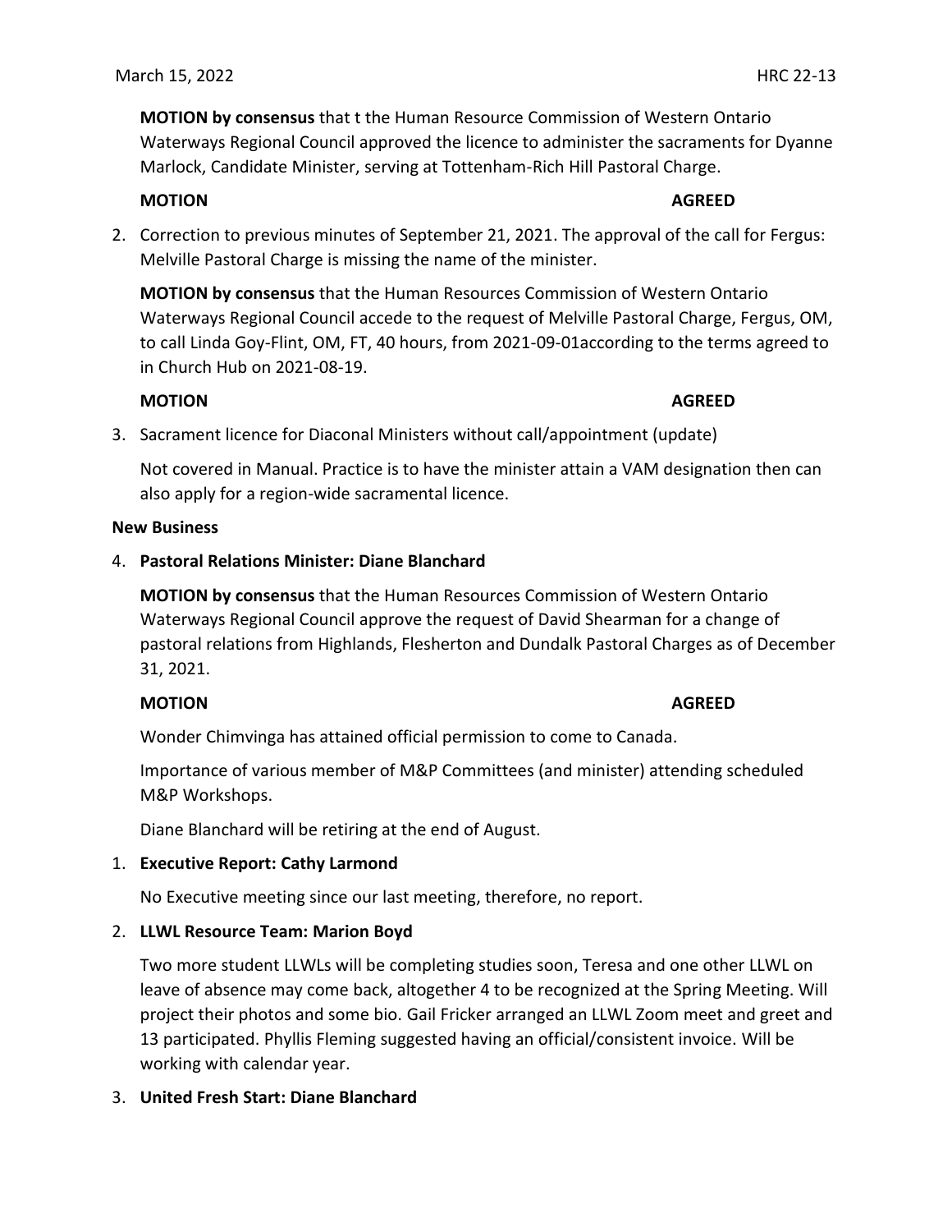**MOTION by consensus** that t the Human Resource Commission of Western Ontario Waterways Regional Council approved the licence to administer the sacraments for Dyanne Marlock, Candidate Minister, serving at Tottenham-Rich Hill Pastoral Charge.

**MOTION** **AGREED**

2. Correction to previous minutes of September 21, 2021. The approval of the call for Fergus: Melville Pastoral Charge is missing the name of the minister.

   **MOTION by consensus** that the Human Resources Commission of Western Ontario Waterways Regional Council accede to the request of Melville Pastoral Charge, Fergus, OM, to call Linda Goy-Flint, OM, FT, 40 hours, from 2021-09-01according to the terms agreed to in Church Hub on 2021-08-19.

   **MOTION** **AGREED**

3. Sacrament licence for Diaconal Ministers without call/appointment (update)

   Not covered in Manual. Practice is to have the minister attain a VAM designation then can also apply for a region-wide sacramental licence.

**New Business**

4. **Pastoral Relations Minister: Diane Blanchard**

   **MOTION by consensus** that the Human Resources Commission of Western Ontario Waterways Regional Council approve the request of David Shearman for a change of pastoral relations from Highlands, Flesherton and Dundalk Pastoral Charges as of December 31, 2021.

   **MOTION** **AGREED**

   Wonder Chimvinga has attained official permission to come to Canada.

   Importance of various member of M&P Committees (and minister) attending scheduled M&P Workshops.

   Diane Blanchard will be retiring at the end of August.

1. **Executive Report: Cathy Larmond**

   No Executive meeting since our last meeting, therefore, no report.

2. **LLWL Resource Team: Marion Boyd**

   Two more student LLWLs will be completing studies soon, Teresa and one other LLWL on leave of absence may come back, altogether 4 to be recognized at the Spring Meeting. Will project their photos and some bio. Gail Fricker arranged an LLWL Zoom meet and greet and 13 participated. Phyllis Fleming suggested having an official/consistent invoice. Will be working with calendar year.

3. **United Fresh Start: Diane Blanchard**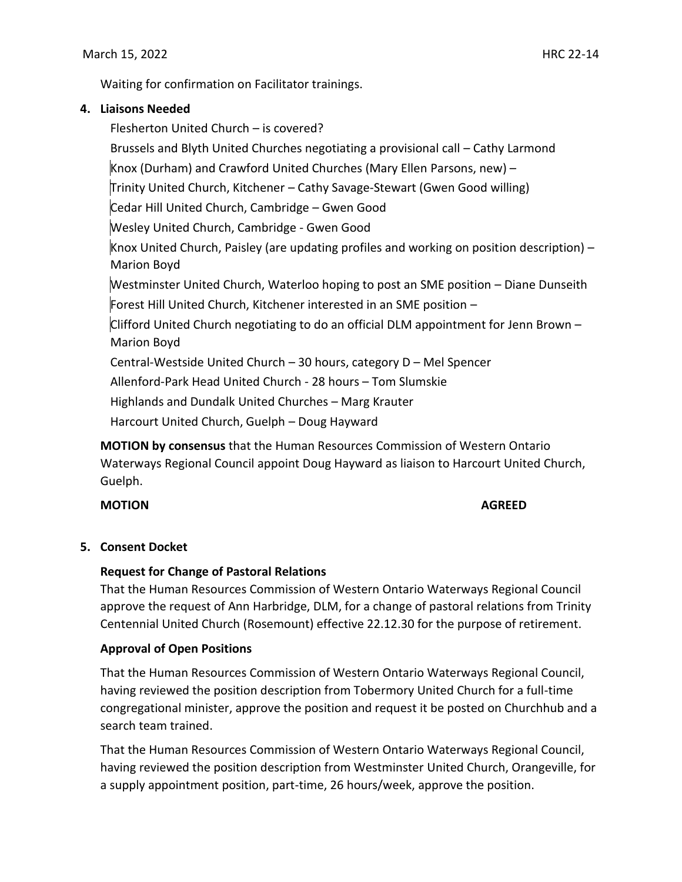Waiting for confirmation on Facilitator trainings.

**4. Liaisons Needed**

Flesherton United Church – is covered?

Brussels and Blyth United Churches negotiating a provisional call – Cathy Larmond

Knox (Durham) and Crawford United Churches (Mary Ellen Parsons, new) –

Trinity United Church, Kitchener – Cathy Savage-Stewart (Gwen Good willing)

Cedar Hill United Church, Cambridge – Gwen Good

Wesley United Church, Cambridge - Gwen Good

Knox United Church, Paisley (are updating profiles and working on position description) – Marion Boyd

Westminster United Church, Waterloo hoping to post an SME position – Diane Dunseith

Forest Hill United Church, Kitchener interested in an SME position –

Clifford United Church negotiating to do an official DLM appointment for Jenn Brown – Marion Boyd

Central-Westside United Church – 30 hours, category D – Mel Spencer

Allenford-Park Head United Church - 28 hours – Tom Slumskie

Highlands and Dundalk United Churches – Marg Krauter

Harcourt United Church, Guelph – Doug Hayward

**MOTION by consensus** that the Human Resources Commission of Western Ontario Waterways Regional Council appoint Doug Hayward as liaison to Harcourt United Church, Guelph.

**MOTION** **AGREED**

**5. Consent Docket**

**Request for Change of Pastoral Relations**

That the Human Resources Commission of Western Ontario Waterways Regional Council approve the request of Ann Harbridge, DLM, for a change of pastoral relations from Trinity Centennial United Church (Rosemount) effective 22.12.30 for the purpose of retirement.

**Approval of Open Positions**

That the Human Resources Commission of Western Ontario Waterways Regional Council, having reviewed the position description from Tobermory United Church for a full-time congregational minister, approve the position and request it be posted on Churchhub and a search team trained.

That the Human Resources Commission of Western Ontario Waterways Regional Council, having reviewed the position description from Westminster United Church, Orangeville, for a supply appointment position, part-time, 26 hours/week, approve the position.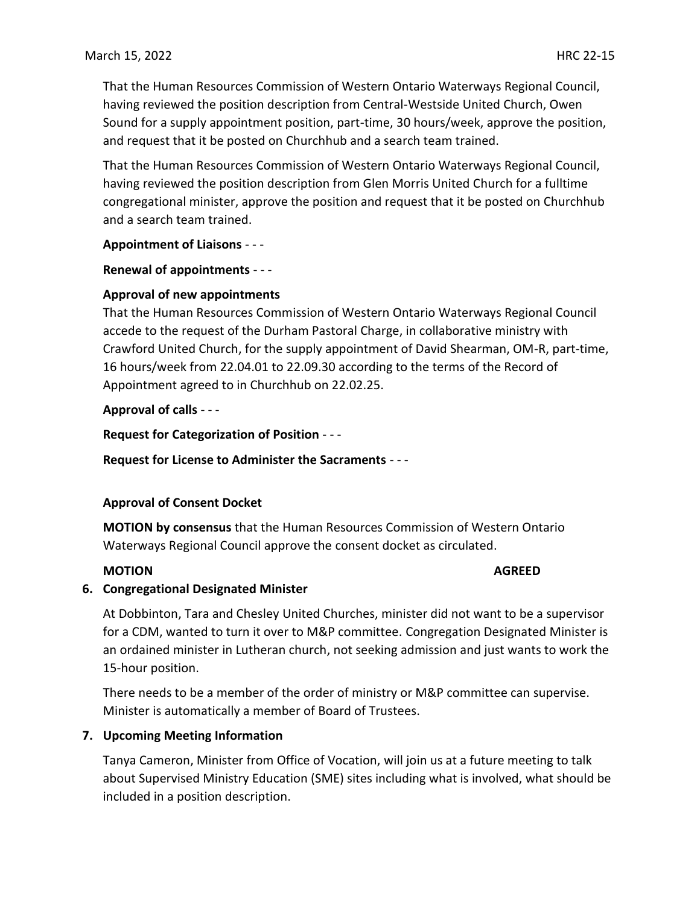That the Human Resources Commission of Western Ontario Waterways Regional Council, having reviewed the position description from Central-Westside United Church, Owen Sound for a supply appointment position, part-time, 30 hours/week, approve the position, and request that it be posted on Churchhub and a search team trained.

That the Human Resources Commission of Western Ontario Waterways Regional Council, having reviewed the position description from Glen Morris United Church for a fulltime congregational minister, approve the position and request that it be posted on Churchhub and a search team trained.

**Appointment of Liaisons** - - -

**Renewal of appointments** - - -

**Approval of new appointments**
That the Human Resources Commission of Western Ontario Waterways Regional Council accede to the request of the Durham Pastoral Charge, in collaborative ministry with Crawford United Church, for the supply appointment of David Shearman, OM-R, part-time, 16 hours/week from 22.04.01 to 22.09.30 according to the terms of the Record of Appointment agreed to in Churchhub on 22.02.25.

**Approval of calls** - - -

**Request for Categorization of Position** - - -

**Request for License to Administer the Sacraments** - - -

**Approval of Consent Docket**

**MOTION by consensus** that the Human Resources Commission of Western Ontario Waterways Regional Council approve the consent docket as circulated.

**MOTION** **AGREED**

**6. Congregational Designated Minister**

At Dobbinton, Tara and Chesley United Churches, minister did not want to be a supervisor for a CDM, wanted to turn it over to M&P committee. Congregation Designated Minister is an ordained minister in Lutheran church, not seeking admission and just wants to work the 15-hour position.

There needs to be a member of the order of ministry or M&P committee can supervise. Minister is automatically a member of Board of Trustees.

**7. Upcoming Meeting Information**

Tanya Cameron, Minister from Office of Vocation, will join us at a future meeting to talk about Supervised Ministry Education (SME) sites including what is involved, what should be included in a position description.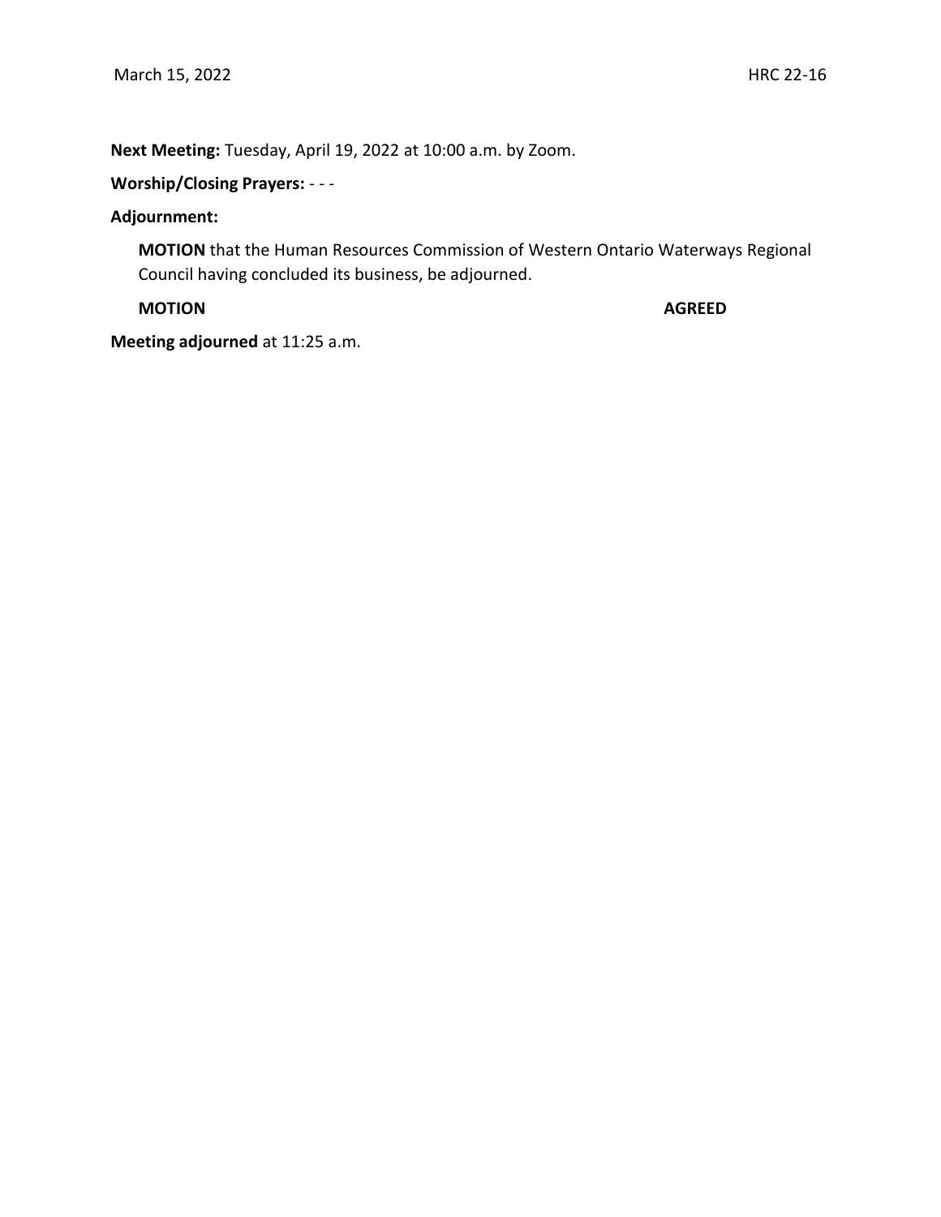**Next Meeting:** Tuesday, April 19, 2022 at 10:00 a.m. by Zoom.

**Worship/Closing Prayers:** - - -

**Adjournment:**

**MOTION** that the Human Resources Commission of Western Ontario Waterways Regional Council having concluded its business, be adjourned.

**MOTION** **AGREED**

**Meeting adjourned** at 11:25 a.m.